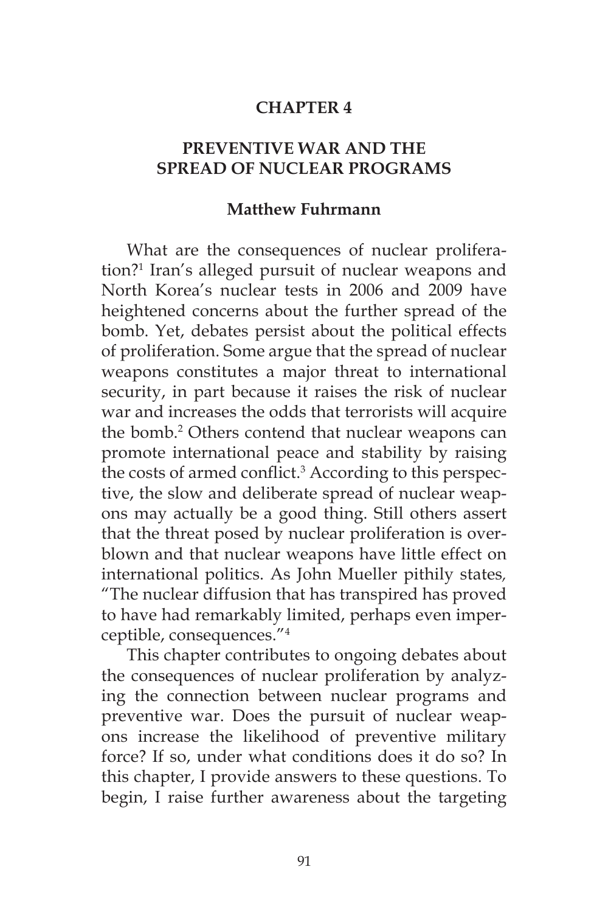# CHAPTER 4

## PREVENTIVE WAR AND THE SPREAD OF NUCLEAR PROGRAMS

**Matthew Fuhrmann**

What are the consequences of nuclear proliferation?[1] Iran's alleged pursuit of nuclear weapons and North Korea's nuclear tests in 2006 and 2009 have heightened concerns about the further spread of the bomb. Yet, debates persist about the political effects of proliferation. Some argue that the spread of nuclear weapons constitutes a major threat to international security, in part because it raises the risk of nuclear war and increases the odds that terrorists will acquire the bomb.[2] Others contend that nuclear weapons can promote international peace and stability by raising the costs of armed conflict.[3] According to this perspective, the slow and deliberate spread of nuclear weapons may actually be a good thing. Still others assert that the threat posed by nuclear proliferation is overblown and that nuclear weapons have little effect on international politics. As John Mueller pithily states, "The nuclear diffusion that has transpired has proved to have had remarkably limited, perhaps even imperceptible, consequences."[4]

This chapter contributes to ongoing debates about the consequences of nuclear proliferation by analyzing the connection between nuclear programs and preventive war. Does the pursuit of nuclear weapons increase the likelihood of preventive military force? If so, under what conditions does it do so? In this chapter, I provide answers to these questions. To begin, I raise further awareness about the targeting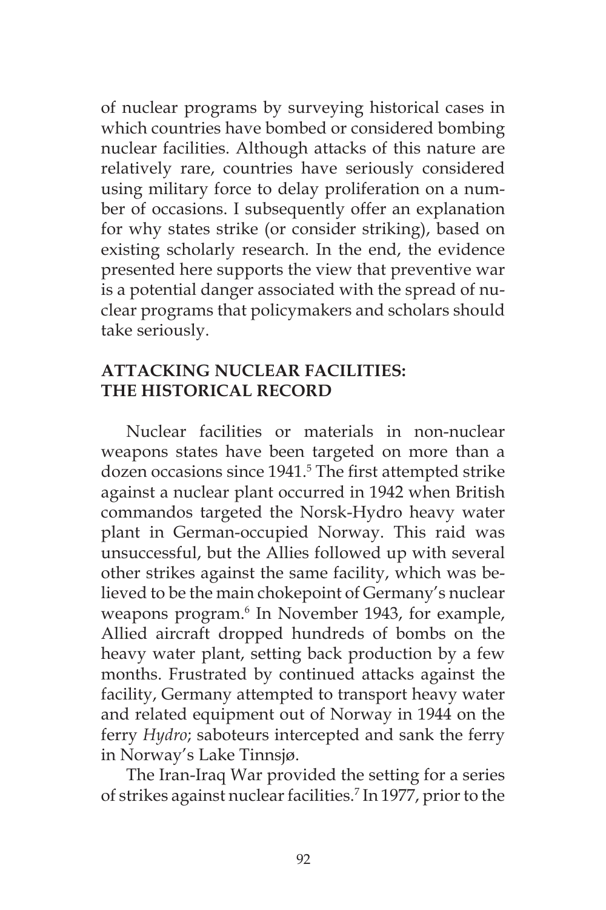of nuclear programs by surveying historical cases in which countries have bombed or considered bombing nuclear facilities. Although attacks of this nature are relatively rare, countries have seriously considered using military force to delay proliferation on a number of occasions. I subsequently offer an explanation for why states strike (or consider striking), based on existing scholarly research. In the end, the evidence presented here supports the view that preventive war is a potential danger associated with the spread of nuclear programs that policymakers and scholars should take seriously.

## ATTACKING NUCLEAR FACILITIES: THE HISTORICAL RECORD

Nuclear facilities or materials in non-nuclear weapons states have been targeted on more than a dozen occasions since 1941.[5] The first attempted strike against a nuclear plant occurred in 1942 when British commandos targeted the Norsk-Hydro heavy water plant in German-occupied Norway. This raid was unsuccessful, but the Allies followed up with several other strikes against the same facility, which was believed to be the main chokepoint of Germany's nuclear weapons program.[6] In November 1943, for example, Allied aircraft dropped hundreds of bombs on the heavy water plant, setting back production by a few months. Frustrated by continued attacks against the facility, Germany attempted to transport heavy water and related equipment out of Norway in 1944 on the ferry *Hydro*; saboteurs intercepted and sank the ferry in Norway's Lake Tinnsjø.

The Iran-Iraq War provided the setting for a series of strikes against nuclear facilities.[7] In 1977, prior to the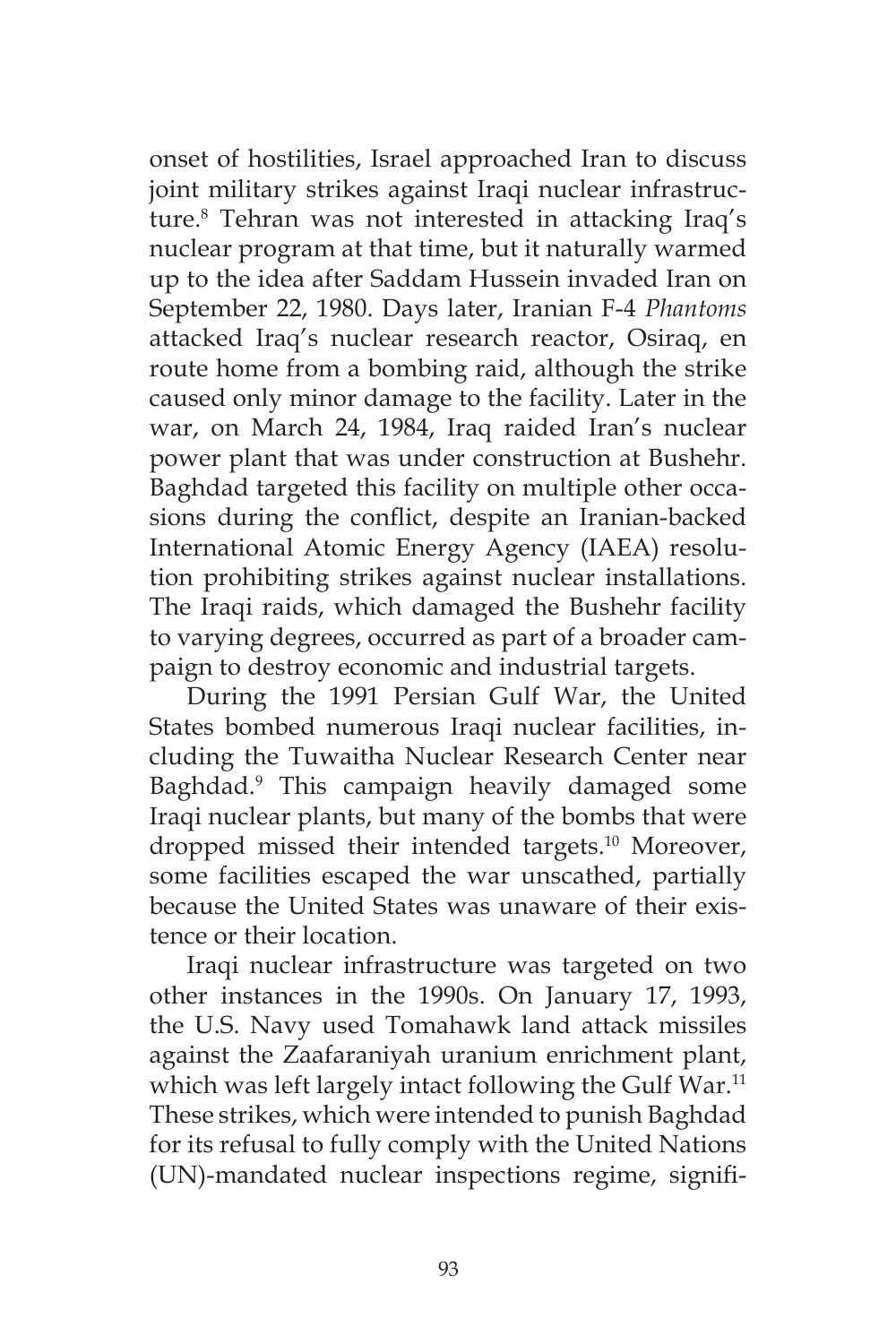onset of hostilities, Israel approached Iran to discuss joint military strikes against Iraqi nuclear infrastructure.[8] Tehran was not interested in attacking Iraq's nuclear program at that time, but it naturally warmed up to the idea after Saddam Hussein invaded Iran on September 22, 1980. Days later, Iranian F-4 *Phantoms* attacked Iraq's nuclear research reactor, Osiraq, en route home from a bombing raid, although the strike caused only minor damage to the facility. Later in the war, on March 24, 1984, Iraq raided Iran's nuclear power plant that was under construction at Bushehr. Baghdad targeted this facility on multiple other occasions during the conflict, despite an Iranian-backed International Atomic Energy Agency (IAEA) resolution prohibiting strikes against nuclear installations. The Iraqi raids, which damaged the Bushehr facility to varying degrees, occurred as part of a broader campaign to destroy economic and industrial targets.

During the 1991 Persian Gulf War, the United States bombed numerous Iraqi nuclear facilities, including the Tuwaitha Nuclear Research Center near Baghdad.[9] This campaign heavily damaged some Iraqi nuclear plants, but many of the bombs that were dropped missed their intended targets.[10] Moreover, some facilities escaped the war unscathed, partially because the United States was unaware of their existence or their location.

Iraqi nuclear infrastructure was targeted on two other instances in the 1990s. On January 17, 1993, the U.S. Navy used Tomahawk land attack missiles against the Zaafaraniyah uranium enrichment plant, which was left largely intact following the Gulf War.[11] These strikes, which were intended to punish Baghdad for its refusal to fully comply with the United Nations (UN)-mandated nuclear inspections regime, signifi-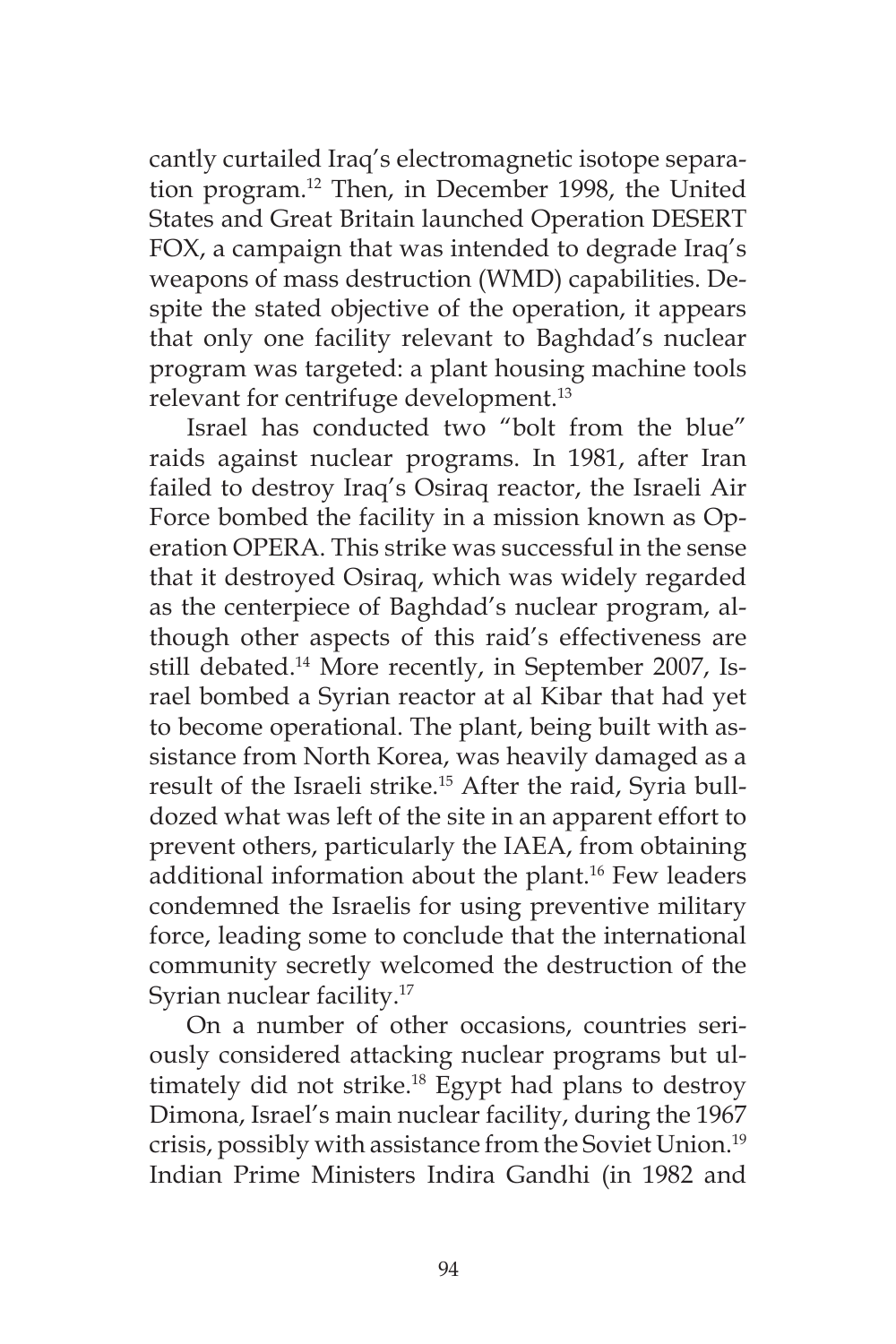cantly curtailed Iraq's electromagnetic isotope separation program.[12] Then, in December 1998, the United States and Great Britain launched Operation DESERT FOX, a campaign that was intended to degrade Iraq's weapons of mass destruction (WMD) capabilities. Despite the stated objective of the operation, it appears that only one facility relevant to Baghdad's nuclear program was targeted: a plant housing machine tools relevant for centrifuge development.[13]

Israel has conducted two "bolt from the blue" raids against nuclear programs. In 1981, after Iran failed to destroy Iraq's Osiraq reactor, the Israeli Air Force bombed the facility in a mission known as Operation OPERA. This strike was successful in the sense that it destroyed Osiraq, which was widely regarded as the centerpiece of Baghdad's nuclear program, although other aspects of this raid's effectiveness are still debated.[14] More recently, in September 2007, Israel bombed a Syrian reactor at al Kibar that had yet to become operational. The plant, being built with assistance from North Korea, was heavily damaged as a result of the Israeli strike.[15] After the raid, Syria bulldozed what was left of the site in an apparent effort to prevent others, particularly the IAEA, from obtaining additional information about the plant.[16] Few leaders condemned the Israelis for using preventive military force, leading some to conclude that the international community secretly welcomed the destruction of the Syrian nuclear facility.[17]

On a number of other occasions, countries seriously considered attacking nuclear programs but ultimately did not strike.[18] Egypt had plans to destroy Dimona, Israel's main nuclear facility, during the 1967 crisis, possibly with assistance from the Soviet Union.[19] Indian Prime Ministers Indira Gandhi (in 1982 and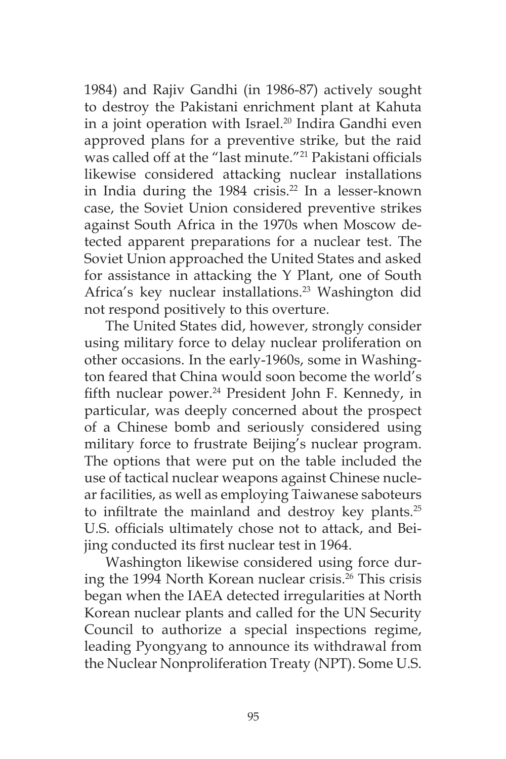1984) and Rajiv Gandhi (in 1986-87) actively sought to destroy the Pakistani enrichment plant at Kahuta in a joint operation with Israel.[20] Indira Gandhi even approved plans for a preventive strike, but the raid was called off at the "last minute."[21] Pakistani officials likewise considered attacking nuclear installations in India during the 1984 crisis.[22] In a lesser-known case, the Soviet Union considered preventive strikes against South Africa in the 1970s when Moscow detected apparent preparations for a nuclear test. The Soviet Union approached the United States and asked for assistance in attacking the Y Plant, one of South Africa's key nuclear installations.[23] Washington did not respond positively to this overture.

The United States did, however, strongly consider using military force to delay nuclear proliferation on other occasions. In the early-1960s, some in Washington feared that China would soon become the world's fifth nuclear power.[24] President John F. Kennedy, in particular, was deeply concerned about the prospect of a Chinese bomb and seriously considered using military force to frustrate Beijing's nuclear program. The options that were put on the table included the use of tactical nuclear weapons against Chinese nuclear facilities, as well as employing Taiwanese saboteurs to infiltrate the mainland and destroy key plants.[25] U.S. officials ultimately chose not to attack, and Beijing conducted its first nuclear test in 1964.

Washington likewise considered using force during the 1994 North Korean nuclear crisis.[26] This crisis began when the IAEA detected irregularities at North Korean nuclear plants and called for the UN Security Council to authorize a special inspections regime, leading Pyongyang to announce its withdrawal from the Nuclear Nonproliferation Treaty (NPT). Some U.S.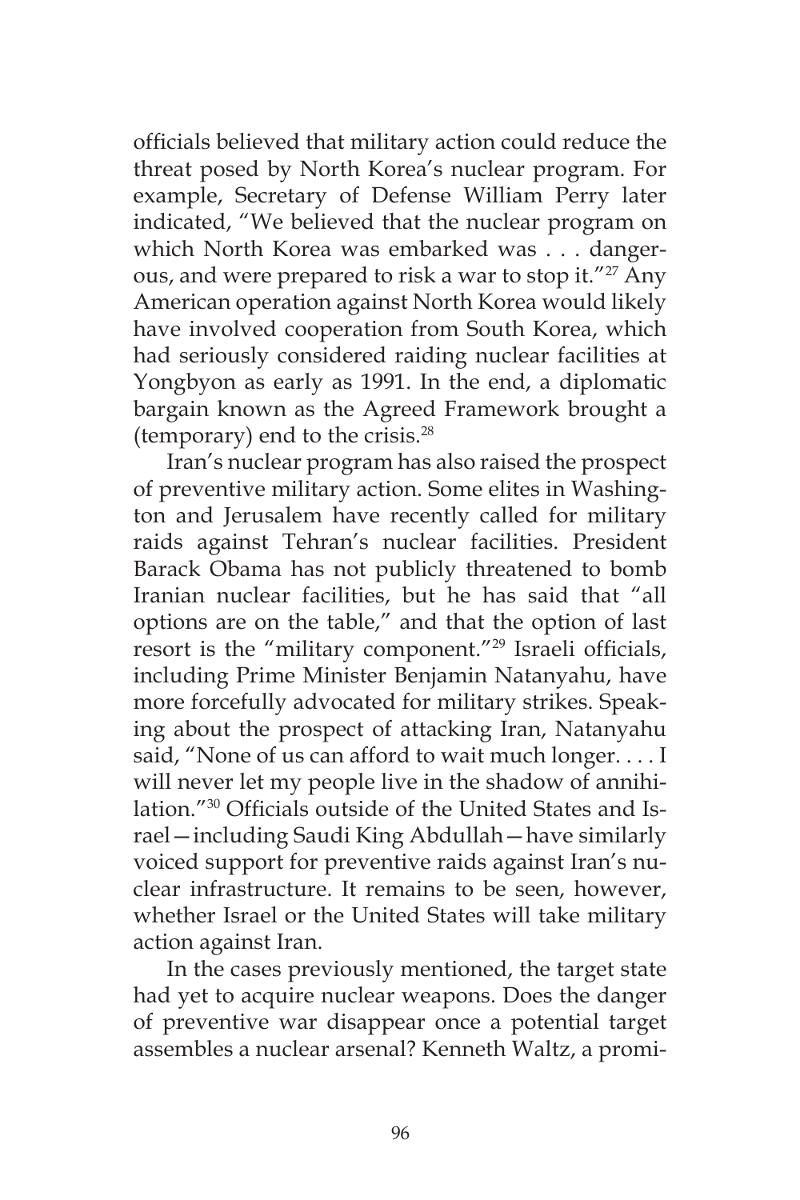officials believed that military action could reduce the threat posed by North Korea's nuclear program. For example, Secretary of Defense William Perry later indicated, "We believed that the nuclear program on which North Korea was embarked was . . . dangerous, and were prepared to risk a war to stop it."[27] Any American operation against North Korea would likely have involved cooperation from South Korea, which had seriously considered raiding nuclear facilities at Yongbyon as early as 1991. In the end, a diplomatic bargain known as the Agreed Framework brought a (temporary) end to the crisis.[28]

Iran's nuclear program has also raised the prospect of preventive military action. Some elites in Washington and Jerusalem have recently called for military raids against Tehran's nuclear facilities. President Barack Obama has not publicly threatened to bomb Iranian nuclear facilities, but he has said that "all options are on the table," and that the option of last resort is the "military component."[29] Israeli officials, including Prime Minister Benjamin Natanyahu, have more forcefully advocated for military strikes. Speaking about the prospect of attacking Iran, Natanyahu said, "None of us can afford to wait much longer. . . . I will never let my people live in the shadow of annihilation."[30] Officials outside of the United States and Israel—including Saudi King Abdullah—have similarly voiced support for preventive raids against Iran's nuclear infrastructure. It remains to be seen, however, whether Israel or the United States will take military action against Iran.

In the cases previously mentioned, the target state had yet to acquire nuclear weapons. Does the danger of preventive war disappear once a potential target assembles a nuclear arsenal? Kenneth Waltz, a promi-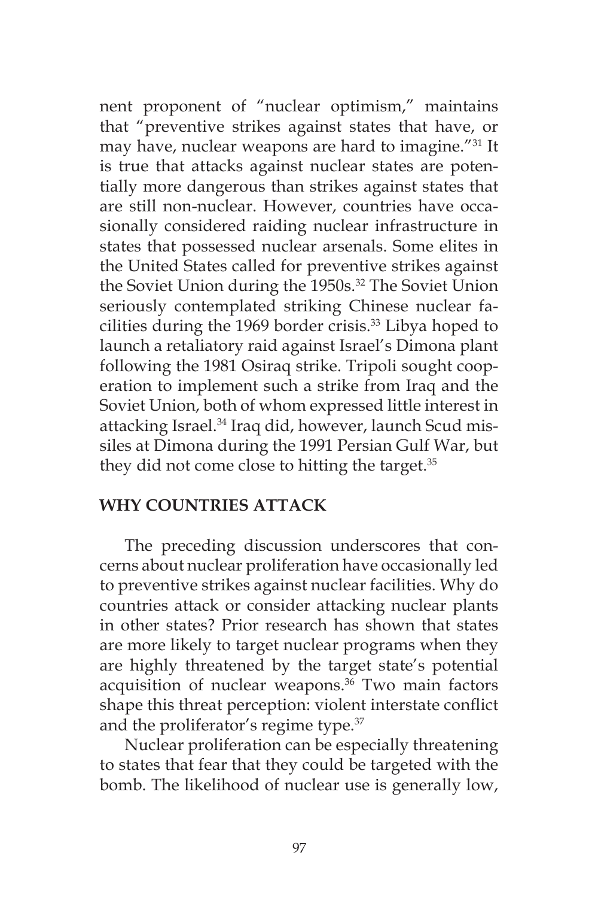nent proponent of "nuclear optimism," maintains that "preventive strikes against states that have, or may have, nuclear weapons are hard to imagine."[31] It is true that attacks against nuclear states are potentially more dangerous than strikes against states that are still non-nuclear. However, countries have occasionally considered raiding nuclear infrastructure in states that possessed nuclear arsenals. Some elites in the United States called for preventive strikes against the Soviet Union during the 1950s.[32] The Soviet Union seriously contemplated striking Chinese nuclear facilities during the 1969 border crisis.[33] Libya hoped to launch a retaliatory raid against Israel's Dimona plant following the 1981 Osiraq strike. Tripoli sought cooperation to implement such a strike from Iraq and the Soviet Union, both of whom expressed little interest in attacking Israel.[34] Iraq did, however, launch Scud missiles at Dimona during the 1991 Persian Gulf War, but they did not come close to hitting the target.[35]

## WHY COUNTRIES ATTACK

The preceding discussion underscores that concerns about nuclear proliferation have occasionally led to preventive strikes against nuclear facilities. Why do countries attack or consider attacking nuclear plants in other states? Prior research has shown that states are more likely to target nuclear programs when they are highly threatened by the target state's potential acquisition of nuclear weapons.[36] Two main factors shape this threat perception: violent interstate conflict and the proliferator's regime type.[37]

Nuclear proliferation can be especially threatening to states that fear that they could be targeted with the bomb. The likelihood of nuclear use is generally low,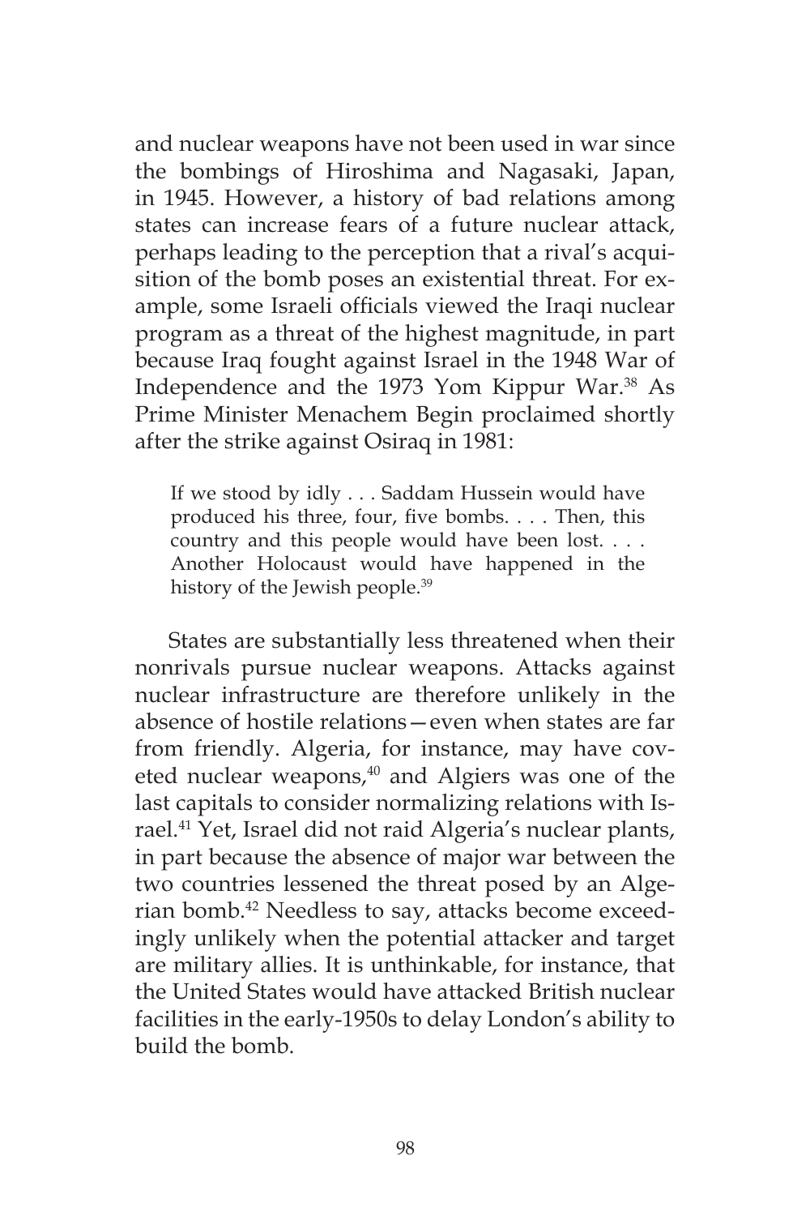and nuclear weapons have not been used in war since the bombings of Hiroshima and Nagasaki, Japan, in 1945. However, a history of bad relations among states can increase fears of a future nuclear attack, perhaps leading to the perception that a rival's acquisition of the bomb poses an existential threat. For example, some Israeli officials viewed the Iraqi nuclear program as a threat of the highest magnitude, in part because Iraq fought against Israel in the 1948 War of Independence and the 1973 Yom Kippur War.[38] As Prime Minister Menachem Begin proclaimed shortly after the strike against Osiraq in 1981:

> If we stood by idly . . . Saddam Hussein would have produced his three, four, five bombs. . . . Then, this country and this people would have been lost. . . . Another Holocaust would have happened in the history of the Jewish people.[39]

States are substantially less threatened when their nonrivals pursue nuclear weapons. Attacks against nuclear infrastructure are therefore unlikely in the absence of hostile relations—even when states are far from friendly. Algeria, for instance, may have coveted nuclear weapons,[40] and Algiers was one of the last capitals to consider normalizing relations with Israel.[41] Yet, Israel did not raid Algeria's nuclear plants, in part because the absence of major war between the two countries lessened the threat posed by an Algerian bomb.[42] Needless to say, attacks become exceedingly unlikely when the potential attacker and target are military allies. It is unthinkable, for instance, that the United States would have attacked British nuclear facilities in the early-1950s to delay London's ability to build the bomb.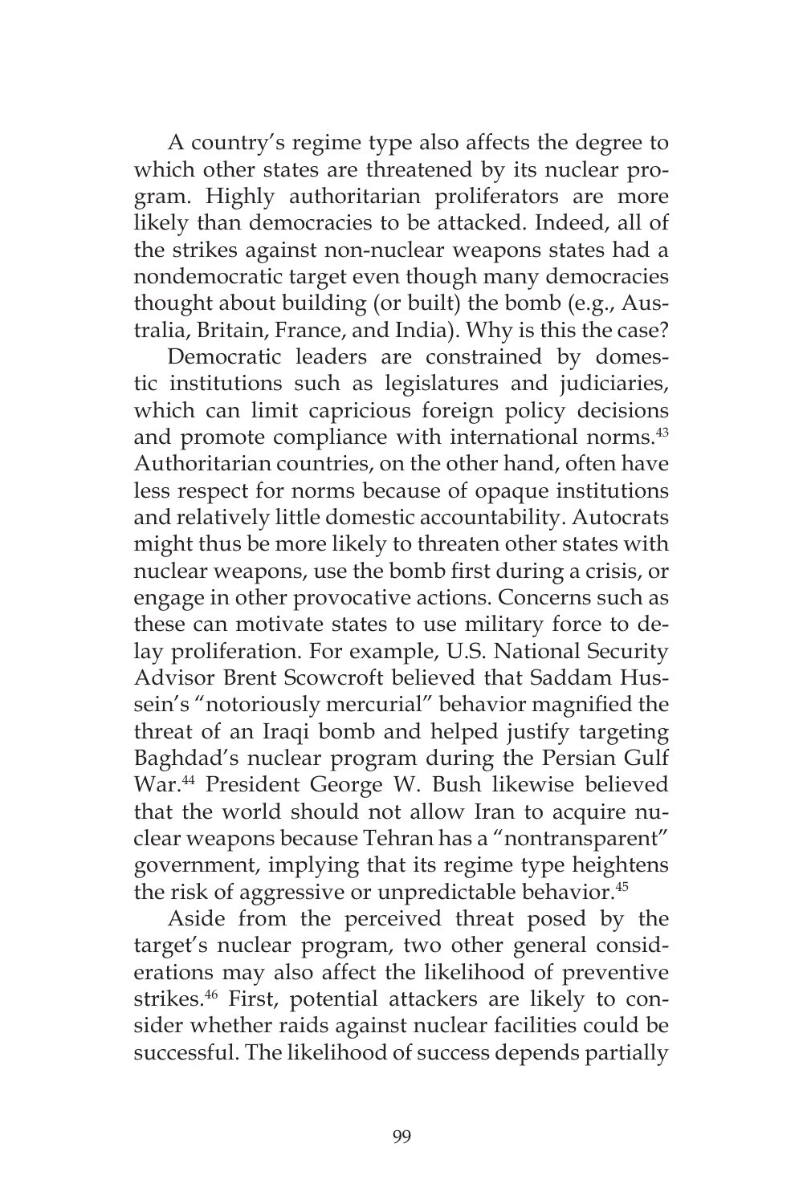A country's regime type also affects the degree to which other states are threatened by its nuclear program. Highly authoritarian proliferators are more likely than democracies to be attacked. Indeed, all of the strikes against non-nuclear weapons states had a nondemocratic target even though many democracies thought about building (or built) the bomb (e.g., Australia, Britain, France, and India). Why is this the case?

Democratic leaders are constrained by domestic institutions such as legislatures and judiciaries, which can limit capricious foreign policy decisions and promote compliance with international norms.[43] Authoritarian countries, on the other hand, often have less respect for norms because of opaque institutions and relatively little domestic accountability. Autocrats might thus be more likely to threaten other states with nuclear weapons, use the bomb first during a crisis, or engage in other provocative actions. Concerns such as these can motivate states to use military force to delay proliferation. For example, U.S. National Security Advisor Brent Scowcroft believed that Saddam Hussein's "notoriously mercurial" behavior magnified the threat of an Iraqi bomb and helped justify targeting Baghdad's nuclear program during the Persian Gulf War.[44] President George W. Bush likewise believed that the world should not allow Iran to acquire nuclear weapons because Tehran has a "nontransparent" government, implying that its regime type heightens the risk of aggressive or unpredictable behavior.[45]

Aside from the perceived threat posed by the target's nuclear program, two other general considerations may also affect the likelihood of preventive strikes.[46] First, potential attackers are likely to consider whether raids against nuclear facilities could be successful. The likelihood of success depends partially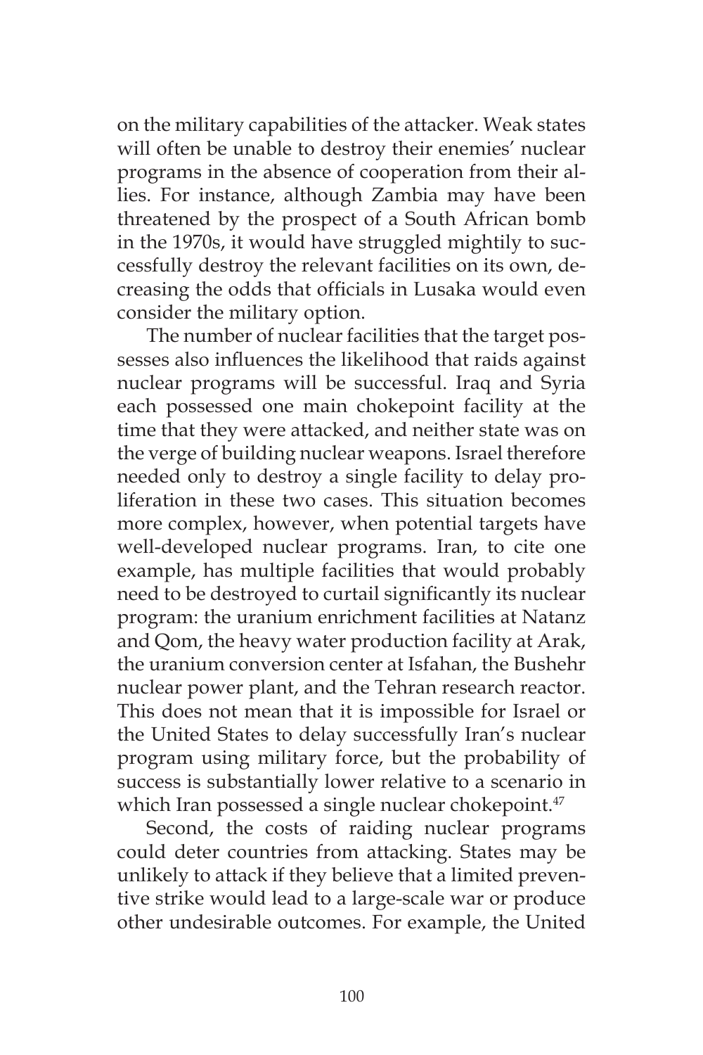on the military capabilities of the attacker. Weak states will often be unable to destroy their enemies' nuclear programs in the absence of cooperation from their allies. For instance, although Zambia may have been threatened by the prospect of a South African bomb in the 1970s, it would have struggled mightily to successfully destroy the relevant facilities on its own, decreasing the odds that officials in Lusaka would even consider the military option.

The number of nuclear facilities that the target possesses also influences the likelihood that raids against nuclear programs will be successful. Iraq and Syria each possessed one main chokepoint facility at the time that they were attacked, and neither state was on the verge of building nuclear weapons. Israel therefore needed only to destroy a single facility to delay proliferation in these two cases. This situation becomes more complex, however, when potential targets have well-developed nuclear programs. Iran, to cite one example, has multiple facilities that would probably need to be destroyed to curtail significantly its nuclear program: the uranium enrichment facilities at Natanz and Qom, the heavy water production facility at Arak, the uranium conversion center at Isfahan, the Bushehr nuclear power plant, and the Tehran research reactor. This does not mean that it is impossible for Israel or the United States to delay successfully Iran's nuclear program using military force, but the probability of success is substantially lower relative to a scenario in which Iran possessed a single nuclear chokepoint.[47]

Second, the costs of raiding nuclear programs could deter countries from attacking. States may be unlikely to attack if they believe that a limited preventive strike would lead to a large-scale war or produce other undesirable outcomes. For example, the United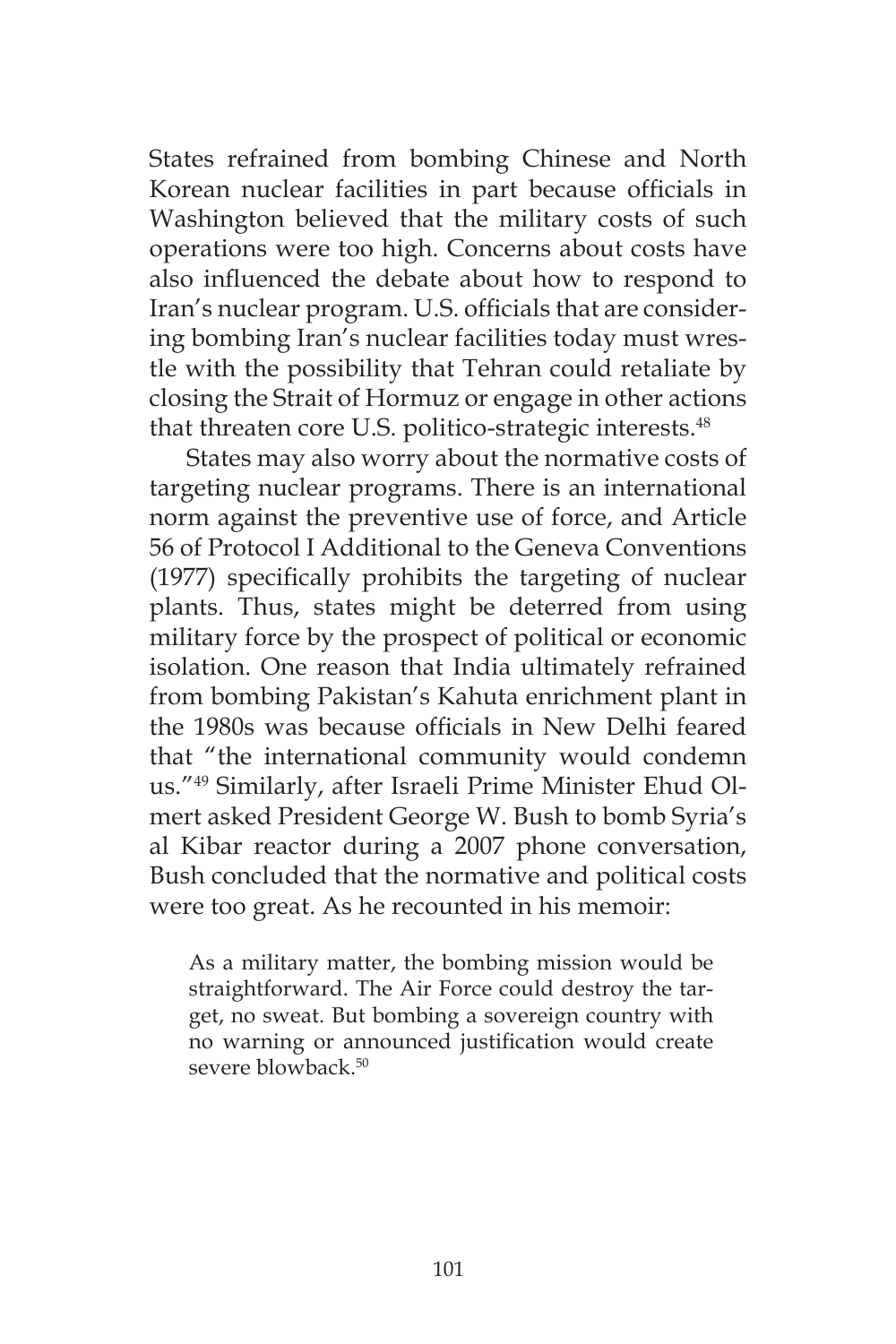States refrained from bombing Chinese and North Korean nuclear facilities in part because officials in Washington believed that the military costs of such operations were too high. Concerns about costs have also influenced the debate about how to respond to Iran's nuclear program. U.S. officials that are considering bombing Iran's nuclear facilities today must wrestle with the possibility that Tehran could retaliate by closing the Strait of Hormuz or engage in other actions that threaten core U.S. politico-strategic interests.[48]

States may also worry about the normative costs of targeting nuclear programs. There is an international norm against the preventive use of force, and Article 56 of Protocol I Additional to the Geneva Conventions (1977) specifically prohibits the targeting of nuclear plants. Thus, states might be deterred from using military force by the prospect of political or economic isolation. One reason that India ultimately refrained from bombing Pakistan's Kahuta enrichment plant in the 1980s was because officials in New Delhi feared that "the international community would condemn us."[49] Similarly, after Israeli Prime Minister Ehud Olmert asked President George W. Bush to bomb Syria's al Kibar reactor during a 2007 phone conversation, Bush concluded that the normative and political costs were too great. As he recounted in his memoir:

> As a military matter, the bombing mission would be straightforward. The Air Force could destroy the target, no sweat. But bombing a sovereign country with no warning or announced justification would create severe blowback.[50]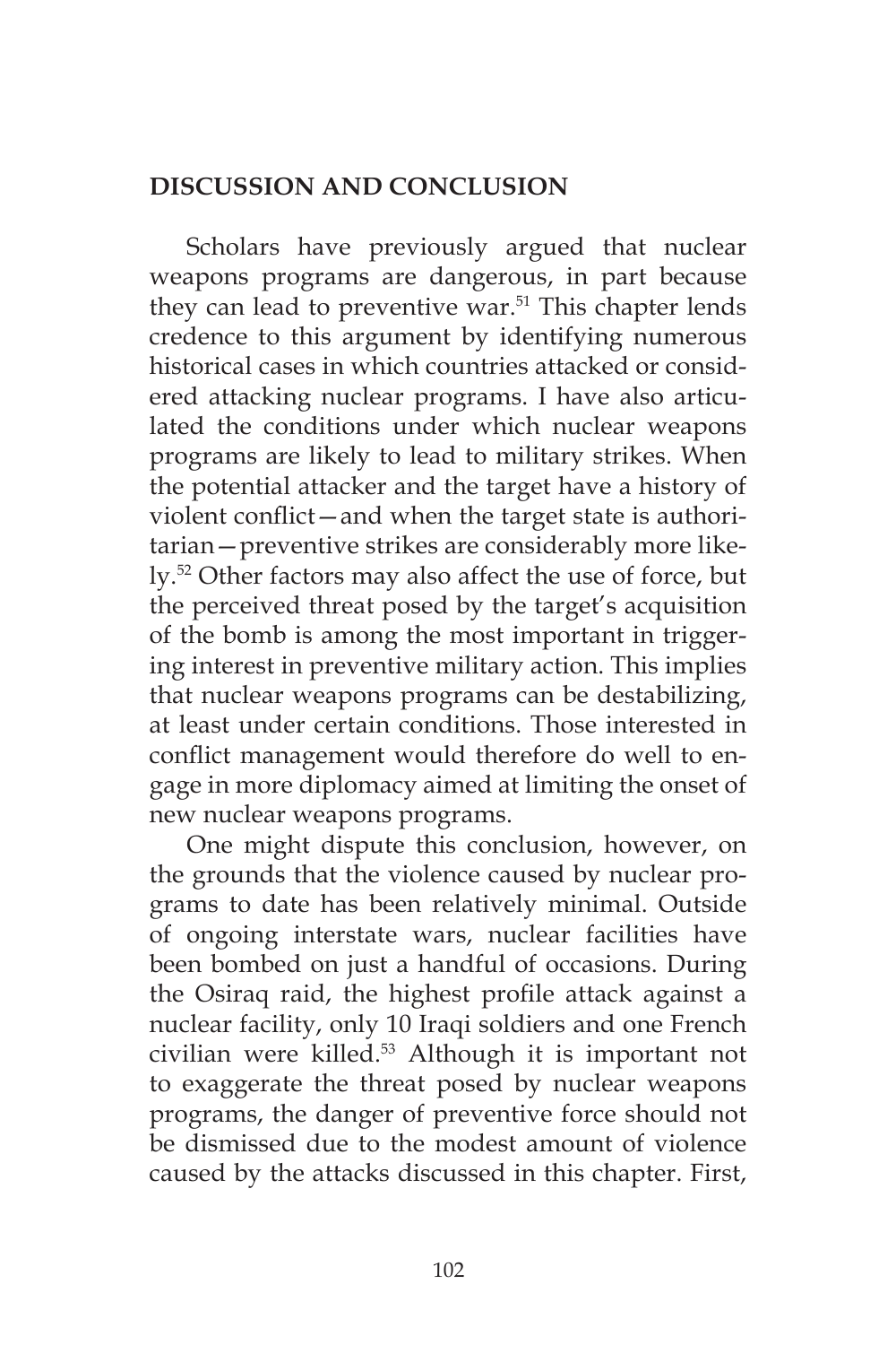## DISCUSSION AND CONCLUSION

Scholars have previously argued that nuclear weapons programs are dangerous, in part because they can lead to preventive war.[51] This chapter lends credence to this argument by identifying numerous historical cases in which countries attacked or considered attacking nuclear programs. I have also articulated the conditions under which nuclear weapons programs are likely to lead to military strikes. When the potential attacker and the target have a history of violent conflict—and when the target state is authoritarian—preventive strikes are considerably more likely.[52] Other factors may also affect the use of force, but the perceived threat posed by the target's acquisition of the bomb is among the most important in triggering interest in preventive military action. This implies that nuclear weapons programs can be destabilizing, at least under certain conditions. Those interested in conflict management would therefore do well to engage in more diplomacy aimed at limiting the onset of new nuclear weapons programs.

One might dispute this conclusion, however, on the grounds that the violence caused by nuclear programs to date has been relatively minimal. Outside of ongoing interstate wars, nuclear facilities have been bombed on just a handful of occasions. During the Osiraq raid, the highest profile attack against a nuclear facility, only 10 Iraqi soldiers and one French civilian were killed.[53] Although it is important not to exaggerate the threat posed by nuclear weapons programs, the danger of preventive force should not be dismissed due to the modest amount of violence caused by the attacks discussed in this chapter. First,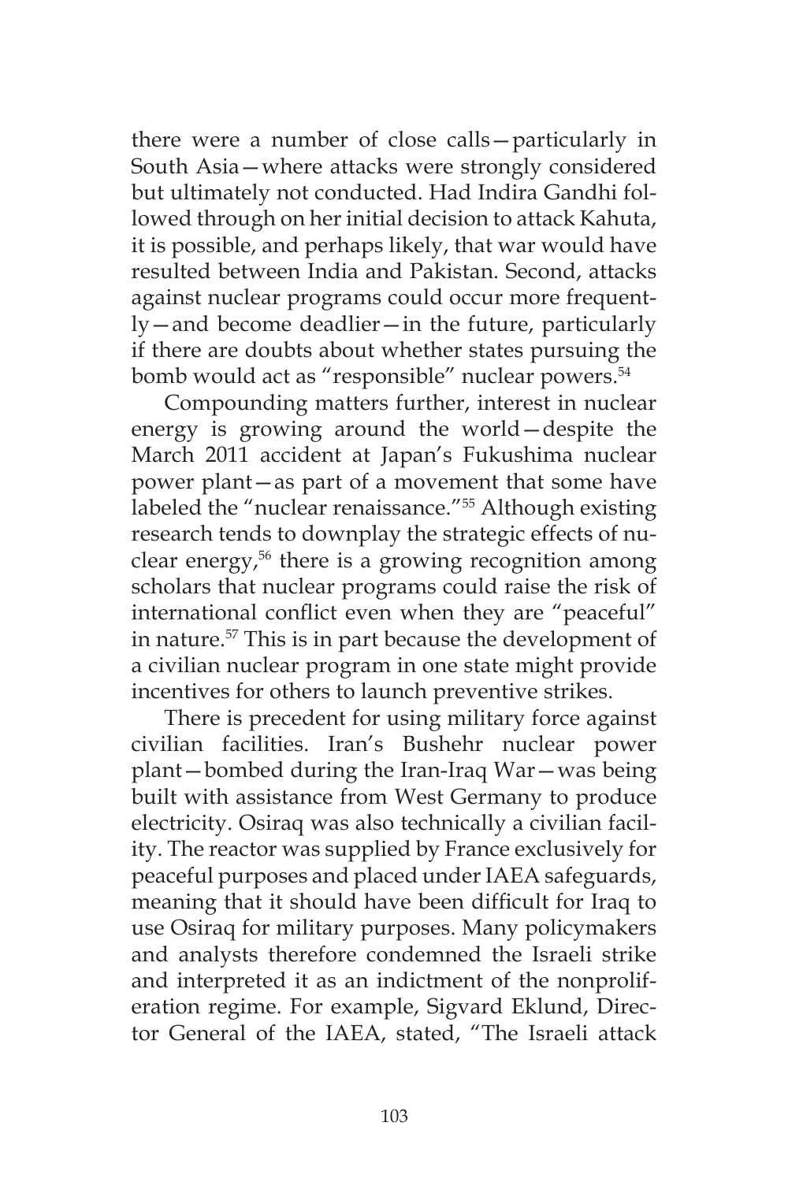there were a number of close calls—particularly in South Asia—where attacks were strongly considered but ultimately not conducted. Had Indira Gandhi followed through on her initial decision to attack Kahuta, it is possible, and perhaps likely, that war would have resulted between India and Pakistan. Second, attacks against nuclear programs could occur more frequently—and become deadlier—in the future, particularly if there are doubts about whether states pursuing the bomb would act as "responsible" nuclear powers.[54]

Compounding matters further, interest in nuclear energy is growing around the world—despite the March 2011 accident at Japan's Fukushima nuclear power plant—as part of a movement that some have labeled the "nuclear renaissance."[55] Although existing research tends to downplay the strategic effects of nuclear energy,[56] there is a growing recognition among scholars that nuclear programs could raise the risk of international conflict even when they are "peaceful" in nature.[57] This is in part because the development of a civilian nuclear program in one state might provide incentives for others to launch preventive strikes.

There is precedent for using military force against civilian facilities. Iran's Bushehr nuclear power plant—bombed during the Iran-Iraq War—was being built with assistance from West Germany to produce electricity. Osiraq was also technically a civilian facility. The reactor was supplied by France exclusively for peaceful purposes and placed under IAEA safeguards, meaning that it should have been difficult for Iraq to use Osiraq for military purposes. Many policymakers and analysts therefore condemned the Israeli strike and interpreted it as an indictment of the nonproliferation regime. For example, Sigvard Eklund, Director General of the IAEA, stated, "The Israeli attack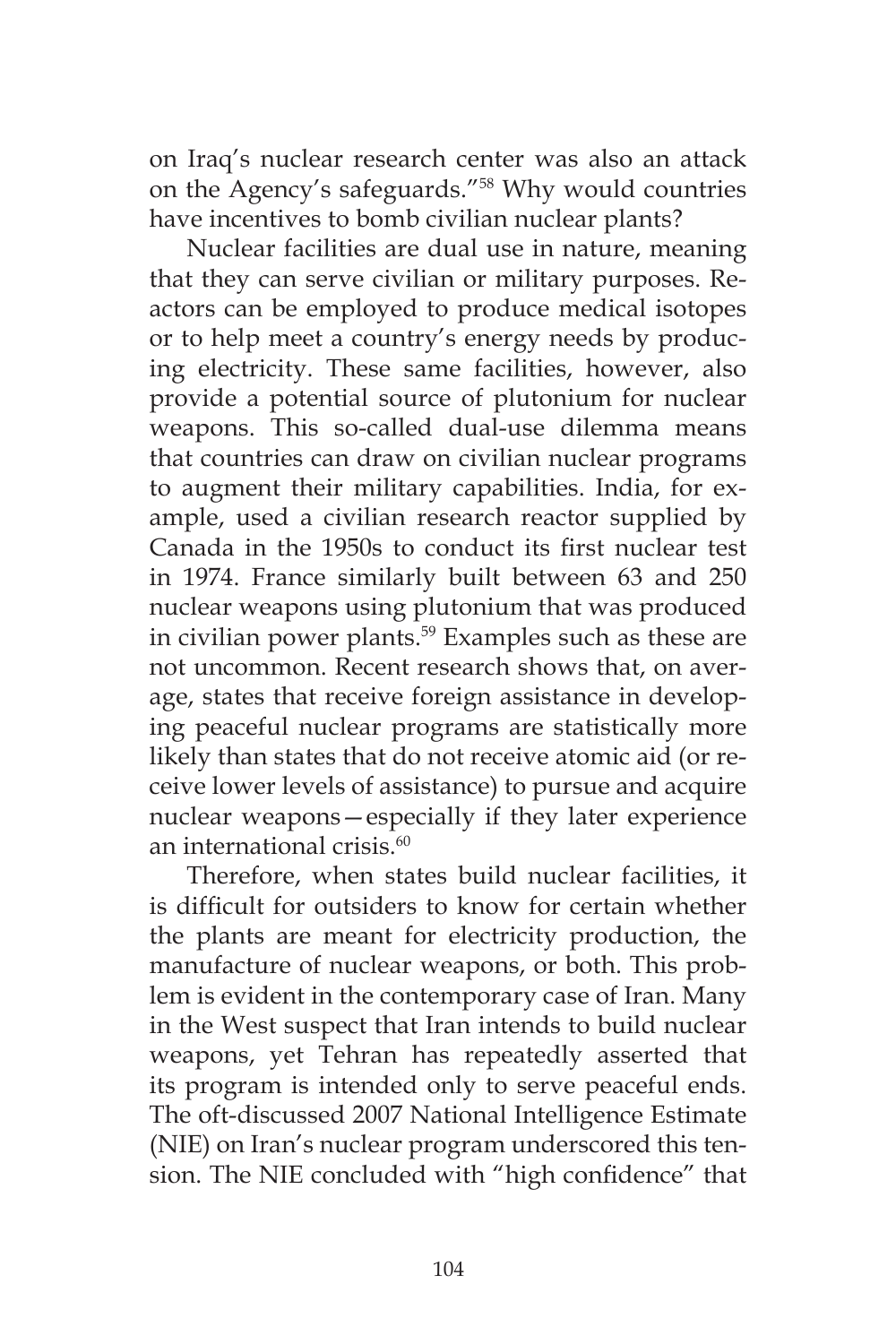on Iraq's nuclear research center was also an attack on the Agency's safeguards."[58] Why would countries have incentives to bomb civilian nuclear plants?

Nuclear facilities are dual use in nature, meaning that they can serve civilian or military purposes. Reactors can be employed to produce medical isotopes or to help meet a country's energy needs by producing electricity. These same facilities, however, also provide a potential source of plutonium for nuclear weapons. This so-called dual-use dilemma means that countries can draw on civilian nuclear programs to augment their military capabilities. India, for example, used a civilian research reactor supplied by Canada in the 1950s to conduct its first nuclear test in 1974. France similarly built between 63 and 250 nuclear weapons using plutonium that was produced in civilian power plants.[59] Examples such as these are not uncommon. Recent research shows that, on average, states that receive foreign assistance in developing peaceful nuclear programs are statistically more likely than states that do not receive atomic aid (or receive lower levels of assistance) to pursue and acquire nuclear weapons—especially if they later experience an international crisis.[60]

Therefore, when states build nuclear facilities, it is difficult for outsiders to know for certain whether the plants are meant for electricity production, the manufacture of nuclear weapons, or both. This problem is evident in the contemporary case of Iran. Many in the West suspect that Iran intends to build nuclear weapons, yet Tehran has repeatedly asserted that its program is intended only to serve peaceful ends. The oft-discussed 2007 National Intelligence Estimate (NIE) on Iran's nuclear program underscored this tension. The NIE concluded with "high confidence" that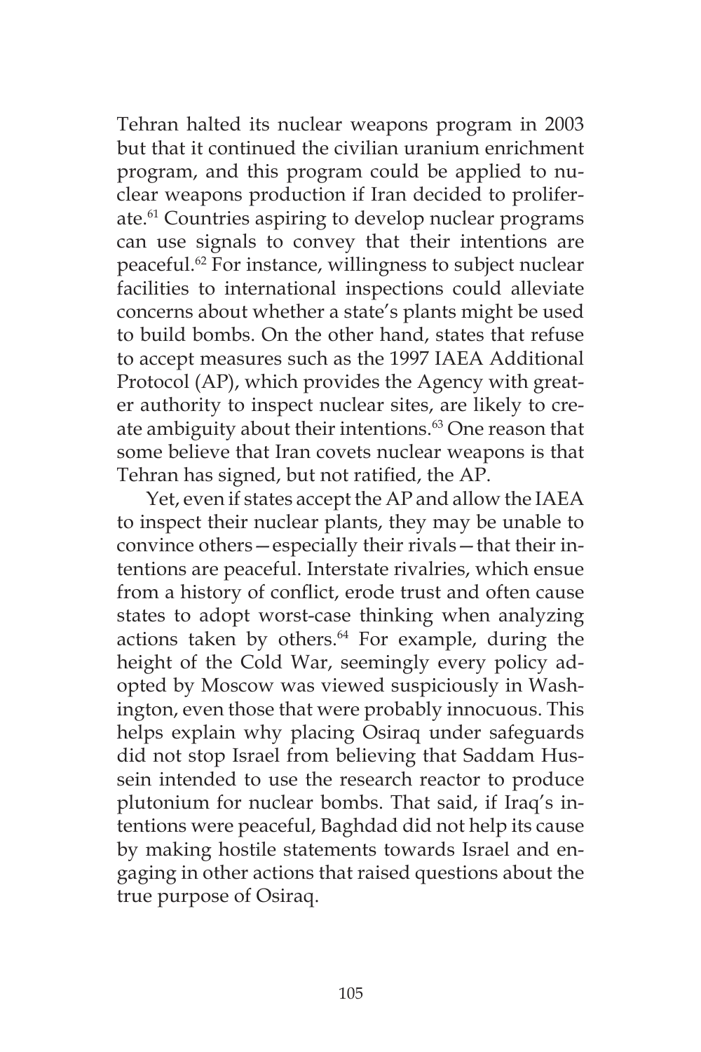Tehran halted its nuclear weapons program in 2003 but that it continued the civilian uranium enrichment program, and this program could be applied to nuclear weapons production if Iran decided to proliferate.[61] Countries aspiring to develop nuclear programs can use signals to convey that their intentions are peaceful.[62] For instance, willingness to subject nuclear facilities to international inspections could alleviate concerns about whether a state's plants might be used to build bombs. On the other hand, states that refuse to accept measures such as the 1997 IAEA Additional Protocol (AP), which provides the Agency with greater authority to inspect nuclear sites, are likely to create ambiguity about their intentions.[63] One reason that some believe that Iran covets nuclear weapons is that Tehran has signed, but not ratified, the AP.

Yet, even if states accept the AP and allow the IAEA to inspect their nuclear plants, they may be unable to convince others—especially their rivals—that their intentions are peaceful. Interstate rivalries, which ensue from a history of conflict, erode trust and often cause states to adopt worst-case thinking when analyzing actions taken by others.[64] For example, during the height of the Cold War, seemingly every policy adopted by Moscow was viewed suspiciously in Washington, even those that were probably innocuous. This helps explain why placing Osiraq under safeguards did not stop Israel from believing that Saddam Hussein intended to use the research reactor to produce plutonium for nuclear bombs. That said, if Iraq's intentions were peaceful, Baghdad did not help its cause by making hostile statements towards Israel and engaging in other actions that raised questions about the true purpose of Osiraq.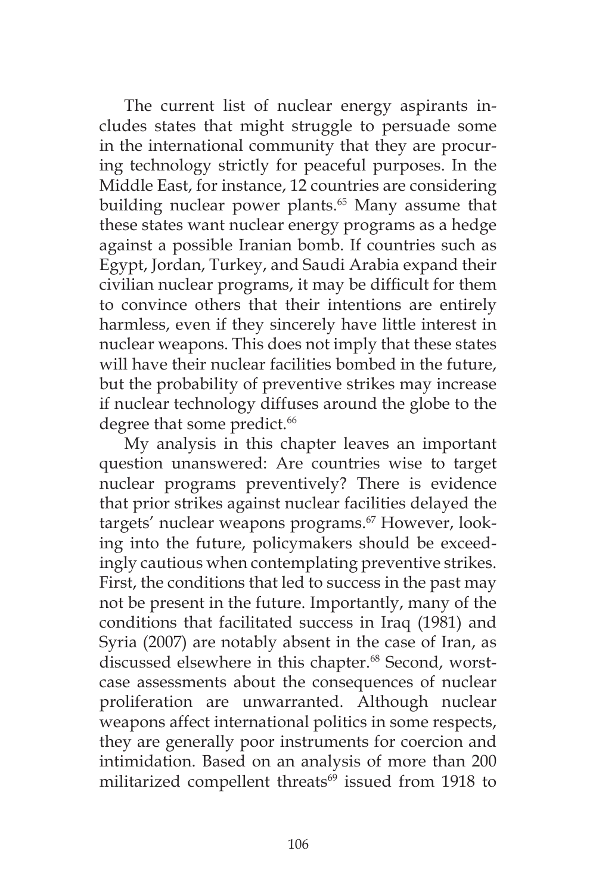The current list of nuclear energy aspirants includes states that might struggle to persuade some in the international community that they are procuring technology strictly for peaceful purposes. In the Middle East, for instance, 12 countries are considering building nuclear power plants.[65] Many assume that these states want nuclear energy programs as a hedge against a possible Iranian bomb. If countries such as Egypt, Jordan, Turkey, and Saudi Arabia expand their civilian nuclear programs, it may be difficult for them to convince others that their intentions are entirely harmless, even if they sincerely have little interest in nuclear weapons. This does not imply that these states will have their nuclear facilities bombed in the future, but the probability of preventive strikes may increase if nuclear technology diffuses around the globe to the degree that some predict.[66]

My analysis in this chapter leaves an important question unanswered: Are countries wise to target nuclear programs preventively? There is evidence that prior strikes against nuclear facilities delayed the targets' nuclear weapons programs.[67] However, looking into the future, policymakers should be exceedingly cautious when contemplating preventive strikes. First, the conditions that led to success in the past may not be present in the future. Importantly, many of the conditions that facilitated success in Iraq (1981) and Syria (2007) are notably absent in the case of Iran, as discussed elsewhere in this chapter.[68] Second, worst-case assessments about the consequences of nuclear proliferation are unwarranted. Although nuclear weapons affect international politics in some respects, they are generally poor instruments for coercion and intimidation. Based on an analysis of more than 200 militarized compellent threats[69] issued from 1918 to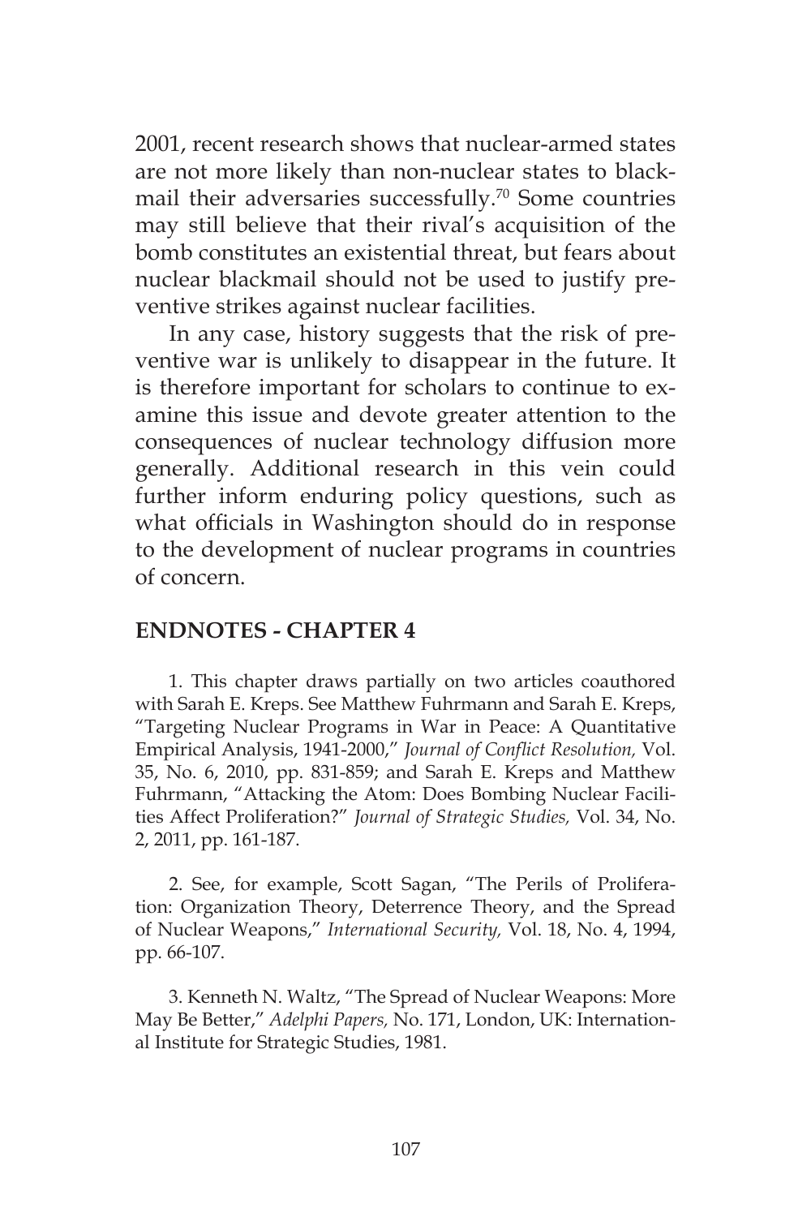2001, recent research shows that nuclear-armed states are not more likely than non-nuclear states to blackmail their adversaries successfully.[70] Some countries may still believe that their rival's acquisition of the bomb constitutes an existential threat, but fears about nuclear blackmail should not be used to justify preventive strikes against nuclear facilities.

In any case, history suggests that the risk of preventive war is unlikely to disappear in the future. It is therefore important for scholars to continue to examine this issue and devote greater attention to the consequences of nuclear technology diffusion more generally. Additional research in this vein could further inform enduring policy questions, such as what officials in Washington should do in response to the development of nuclear programs in countries of concern.

## ENDNOTES - CHAPTER 4

1. This chapter draws partially on two articles coauthored with Sarah E. Kreps. See Matthew Fuhrmann and Sarah E. Kreps, "Targeting Nuclear Programs in War in Peace: A Quantitative Empirical Analysis, 1941-2000," *Journal of Conflict Resolution,* Vol. 35, No. 6, 2010, pp. 831-859; and Sarah E. Kreps and Matthew Fuhrmann, "Attacking the Atom: Does Bombing Nuclear Facilities Affect Proliferation?" *Journal of Strategic Studies,* Vol. 34, No. 2, 2011, pp. 161-187.

2. See, for example, Scott Sagan, "The Perils of Proliferation: Organization Theory, Deterrence Theory, and the Spread of Nuclear Weapons," *International Security,* Vol. 18, No. 4, 1994, pp. 66-107.

3. Kenneth N. Waltz, "The Spread of Nuclear Weapons: More May Be Better," *Adelphi Papers,* No. 171, London, UK: International Institute for Strategic Studies, 1981.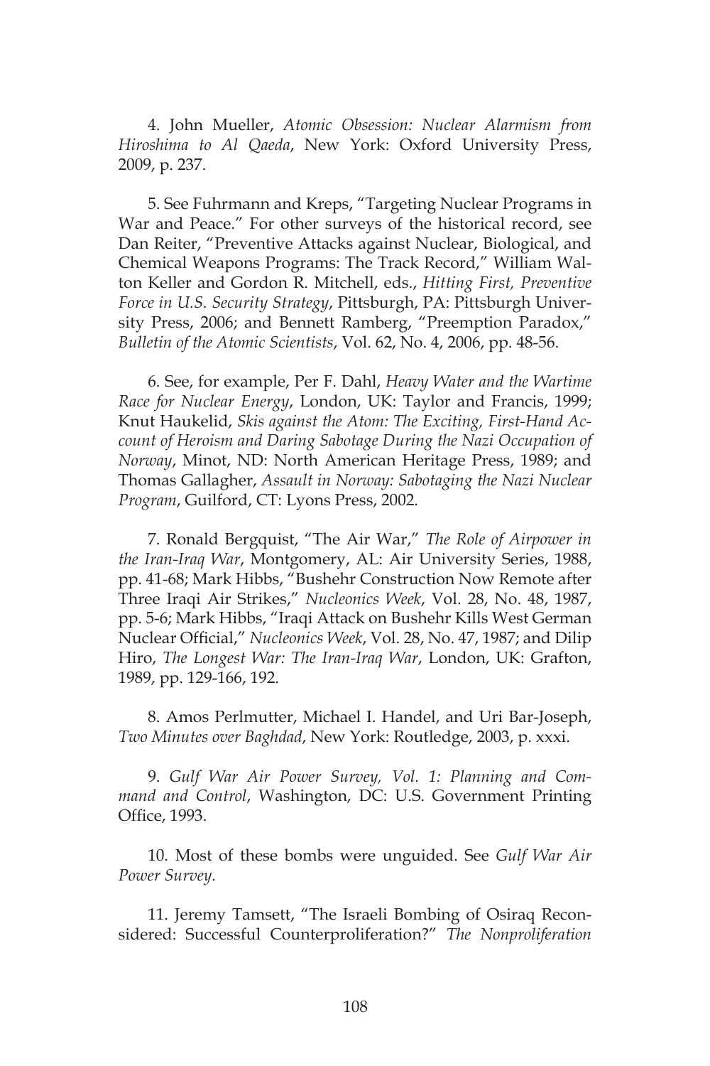4. John Mueller, *Atomic Obsession: Nuclear Alarmism from Hiroshima to Al Qaeda*, New York: Oxford University Press, 2009, p. 237.

5. See Fuhrmann and Kreps, "Targeting Nuclear Programs in War and Peace." For other surveys of the historical record, see Dan Reiter, "Preventive Attacks against Nuclear, Biological, and Chemical Weapons Programs: The Track Record," William Walton Keller and Gordon R. Mitchell, eds., *Hitting First, Preventive Force in U.S. Security Strategy*, Pittsburgh, PA: Pittsburgh University Press, 2006; and Bennett Ramberg, "Preemption Paradox," *Bulletin of the Atomic Scientists*, Vol. 62, No. 4, 2006, pp. 48-56.

6. See, for example, Per F. Dahl, *Heavy Water and the Wartime Race for Nuclear Energy*, London, UK: Taylor and Francis, 1999; Knut Haukelid, *Skis against the Atom: The Exciting, First-Hand Account of Heroism and Daring Sabotage During the Nazi Occupation of Norway*, Minot, ND: North American Heritage Press, 1989; and Thomas Gallagher, *Assault in Norway: Sabotaging the Nazi Nuclear Program*, Guilford, CT: Lyons Press, 2002.

7. Ronald Bergquist, "The Air War," *The Role of Airpower in the Iran-Iraq War*, Montgomery, AL: Air University Series, 1988, pp. 41-68; Mark Hibbs, "Bushehr Construction Now Remote after Three Iraqi Air Strikes," *Nucleonics Week*, Vol. 28, No. 48, 1987, pp. 5-6; Mark Hibbs, "Iraqi Attack on Bushehr Kills West German Nuclear Official," *Nucleonics Week*, Vol. 28, No. 47, 1987; and Dilip Hiro, *The Longest War: The Iran-Iraq War*, London, UK: Grafton, 1989, pp. 129-166, 192.

8. Amos Perlmutter, Michael I. Handel, and Uri Bar-Joseph, *Two Minutes over Baghdad*, New York: Routledge, 2003, p. xxxi.

9. *Gulf War Air Power Survey, Vol. 1: Planning and Command and Control*, Washington, DC: U.S. Government Printing Office, 1993.

10. Most of these bombs were unguided. See *Gulf War Air Power Survey.*

11. Jeremy Tamsett, "The Israeli Bombing of Osiraq Reconsidered: Successful Counterproliferation?" *The Nonproliferation*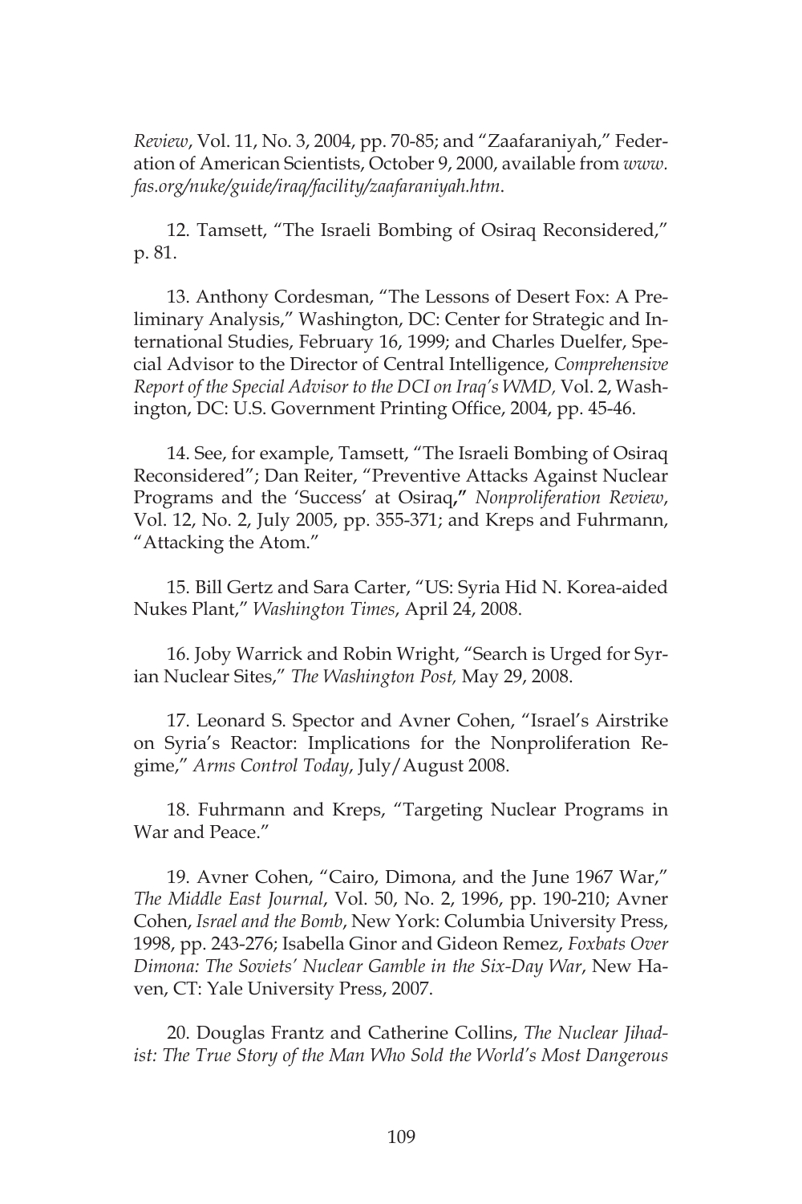*Review*, Vol. 11, No. 3, 2004, pp. 70-85; and "Zaafaraniyah," Federation of American Scientists, October 9, 2000, available from *www.fas.org/nuke/guide/iraq/facility/zaafaraniyah.htm*.

12. Tamsett, "The Israeli Bombing of Osiraq Reconsidered," p. 81.

13. Anthony Cordesman, "The Lessons of Desert Fox: A Preliminary Analysis," Washington, DC: Center for Strategic and International Studies, February 16, 1999; and Charles Duelfer, Special Advisor to the Director of Central Intelligence, *Comprehensive Report of the Special Advisor to the DCI on Iraq's WMD,* Vol. 2, Washington, DC: U.S. Government Printing Office, 2004, pp. 45-46.

14. See, for example, Tamsett, "The Israeli Bombing of Osiraq Reconsidered"; Dan Reiter, "Preventive Attacks Against Nuclear Programs and the 'Success' at Osiraq**,"** *Nonproliferation Review*, Vol. 12, No. 2, July 2005, pp. 355-371; and Kreps and Fuhrmann, "Attacking the Atom."

15. Bill Gertz and Sara Carter, "US: Syria Hid N. Korea-aided Nukes Plant," *Washington Times*, April 24, 2008.

16. Joby Warrick and Robin Wright, "Search is Urged for Syrian Nuclear Sites," *The Washington Post,* May 29, 2008.

17. Leonard S. Spector and Avner Cohen, "Israel's Airstrike on Syria's Reactor: Implications for the Nonproliferation Regime," *Arms Control Today*, July/August 2008.

18. Fuhrmann and Kreps, "Targeting Nuclear Programs in War and Peace."

19. Avner Cohen, "Cairo, Dimona, and the June 1967 War," *The Middle East Journal*, Vol. 50, No. 2, 1996, pp. 190-210; Avner Cohen, *Israel and the Bomb*, New York: Columbia University Press, 1998, pp. 243-276; Isabella Ginor and Gideon Remez, *Foxbats Over Dimona: The Soviets' Nuclear Gamble in the Six-Day War*, New Haven, CT: Yale University Press, 2007.

20. Douglas Frantz and Catherine Collins, *The Nuclear Jihadist: The True Story of the Man Who Sold the World's Most Dangerous*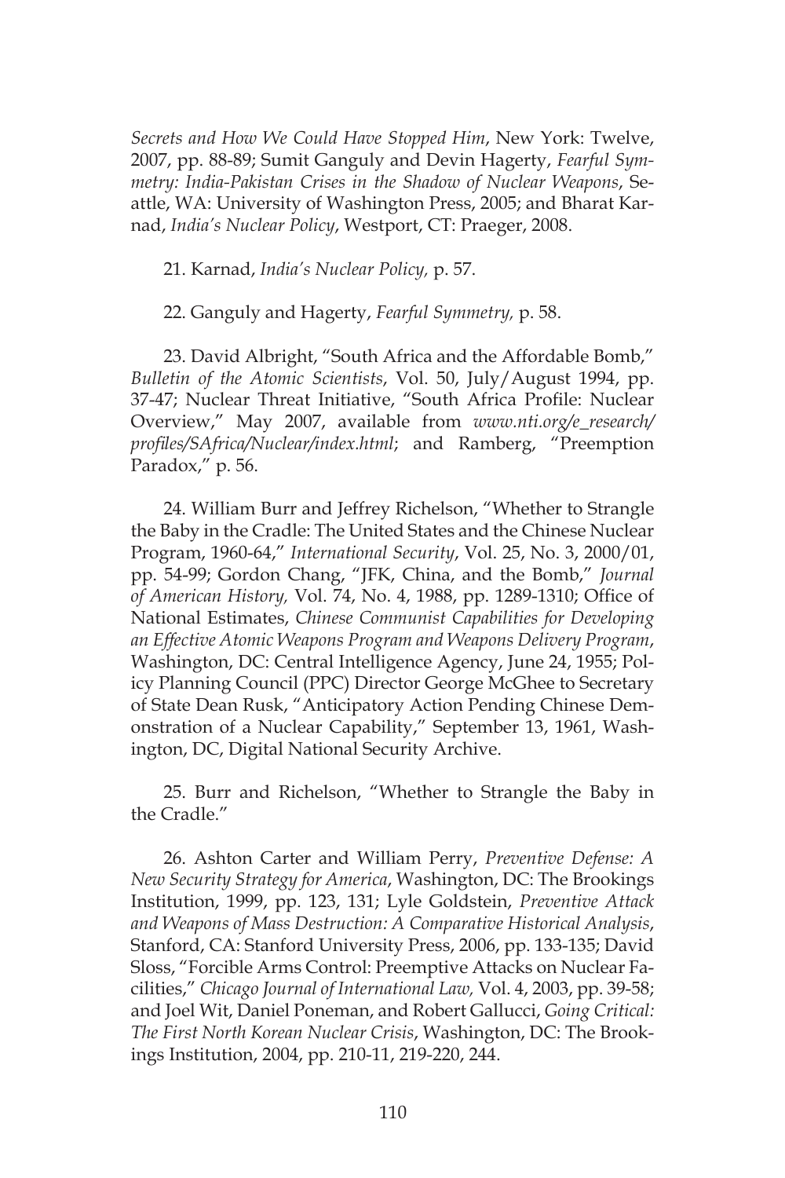*Secrets and How We Could Have Stopped Him*, New York: Twelve, 2007, pp. 88-89; Sumit Ganguly and Devin Hagerty, *Fearful Symmetry: India-Pakistan Crises in the Shadow of Nuclear Weapons*, Seattle, WA: University of Washington Press, 2005; and Bharat Karnad, *India's Nuclear Policy*, Westport, CT: Praeger, 2008.

21. Karnad, *India's Nuclear Policy,* p. 57.

22. Ganguly and Hagerty, *Fearful Symmetry,* p. 58.

23. David Albright, "South Africa and the Affordable Bomb," *Bulletin of the Atomic Scientists*, Vol. 50, July/August 1994, pp. 37-47; Nuclear Threat Initiative, "South Africa Profile: Nuclear Overview," May 2007, available from *www.nti.org/e_research/profiles/SAfrica/Nuclear/index.html*; and Ramberg, "Preemption Paradox," p. 56.

24. William Burr and Jeffrey Richelson, "Whether to Strangle the Baby in the Cradle: The United States and the Chinese Nuclear Program, 1960-64," *International Security*, Vol. 25, No. 3, 2000/01, pp. 54-99; Gordon Chang, "JFK, China, and the Bomb," *Journal of American History,* Vol. 74, No. 4, 1988, pp. 1289-1310; Office of National Estimates, *Chinese Communist Capabilities for Developing an Effective Atomic Weapons Program and Weapons Delivery Program*, Washington, DC: Central Intelligence Agency, June 24, 1955; Policy Planning Council (PPC) Director George McGhee to Secretary of State Dean Rusk, "Anticipatory Action Pending Chinese Demonstration of a Nuclear Capability," September 13, 1961, Washington, DC, Digital National Security Archive.

25. Burr and Richelson, "Whether to Strangle the Baby in the Cradle."

26. Ashton Carter and William Perry, *Preventive Defense: A New Security Strategy for America*, Washington, DC: The Brookings Institution, 1999, pp. 123, 131; Lyle Goldstein, *Preventive Attack and Weapons of Mass Destruction: A Comparative Historical Analysis*, Stanford, CA: Stanford University Press, 2006, pp. 133-135; David Sloss, "Forcible Arms Control: Preemptive Attacks on Nuclear Facilities," *Chicago Journal of International Law,* Vol. 4, 2003, pp. 39-58; and Joel Wit, Daniel Poneman, and Robert Gallucci, *Going Critical: The First North Korean Nuclear Crisis*, Washington, DC: The Brookings Institution, 2004, pp. 210-11, 219-220, 244.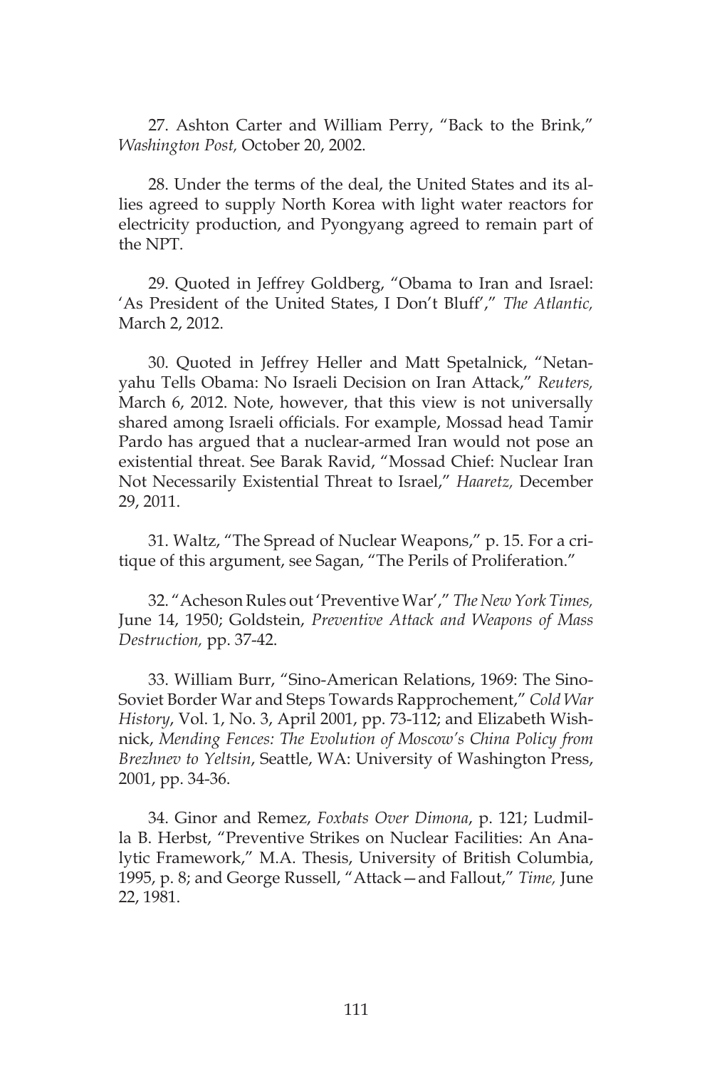27. Ashton Carter and William Perry, “Back to the Brink,” *Washington Post,* October 20, 2002.

28. Under the terms of the deal, the United States and its allies agreed to supply North Korea with light water reactors for electricity production, and Pyongyang agreed to remain part of the NPT.

29. Quoted in Jeffrey Goldberg, “Obama to Iran and Israel: ‘As President of the United States, I Don’t Bluff’,” *The Atlantic,* March 2, 2012.

30. Quoted in Jeffrey Heller and Matt Spetalnick, “Netanyahu Tells Obama: No Israeli Decision on Iran Attack,” *Reuters,* March 6, 2012. Note, however, that this view is not universally shared among Israeli officials. For example, Mossad head Tamir Pardo has argued that a nuclear-armed Iran would not pose an existential threat. See Barak Ravid, “Mossad Chief: Nuclear Iran Not Necessarily Existential Threat to Israel,” *Haaretz,* December 29, 2011.

31. Waltz, “The Spread of Nuclear Weapons,” p. 15. For a critique of this argument, see Sagan, “The Perils of Proliferation.”

32. “Acheson Rules out ‘Preventive War’,” *The New York Times,* June 14, 1950; Goldstein, *Preventive Attack and Weapons of Mass Destruction,* pp. 37-42.

33. William Burr, “Sino-American Relations, 1969: The Sino-Soviet Border War and Steps Towards Rapprochement,” *Cold War History*, Vol. 1, No. 3, April 2001, pp. 73-112; and Elizabeth Wishnick, *Mending Fences: The Evolution of Moscow’s China Policy from Brezhnev to Yeltsin*, Seattle, WA: University of Washington Press, 2001, pp. 34-36.

34. Ginor and Remez, *Foxbats Over Dimona*, p. 121; Ludmilla B. Herbst, “Preventive Strikes on Nuclear Facilities: An Analytic Framework,” M.A. Thesis, University of British Columbia, 1995, p. 8; and George Russell, “Attack—and Fallout,” *Time,* June 22, 1981.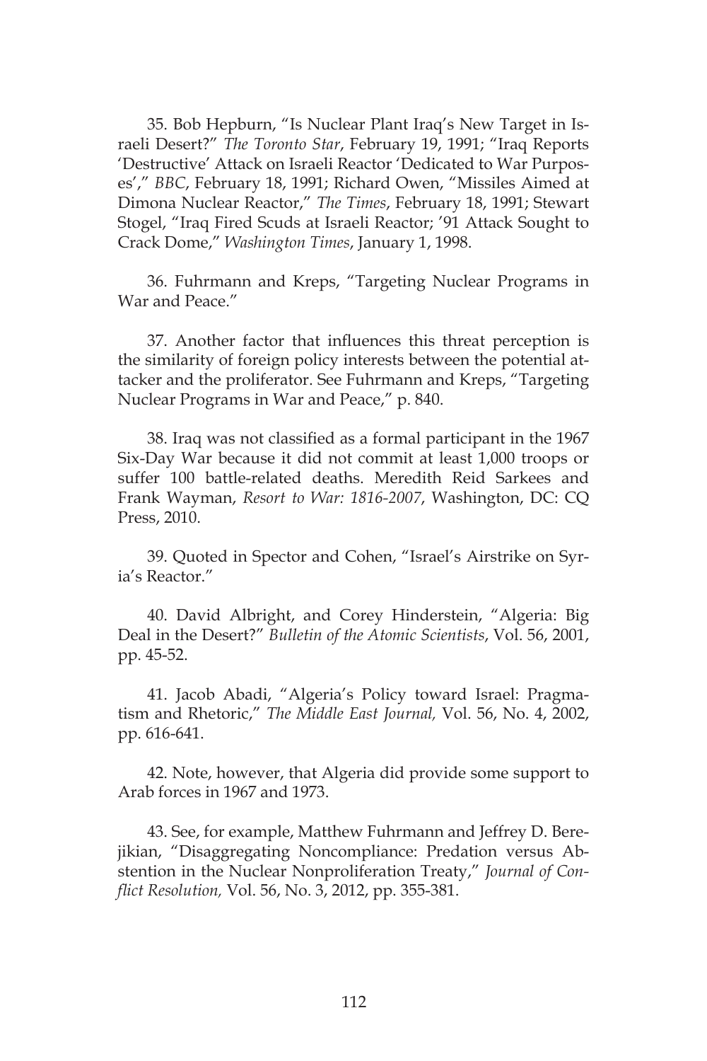35. Bob Hepburn, "Is Nuclear Plant Iraq's New Target in Israeli Desert?" *The Toronto Star*, February 19, 1991; "Iraq Reports 'Destructive' Attack on Israeli Reactor 'Dedicated to War Purposes'," *BBC*, February 18, 1991; Richard Owen, "Missiles Aimed at Dimona Nuclear Reactor," *The Times*, February 18, 1991; Stewart Stogel, "Iraq Fired Scuds at Israeli Reactor; '91 Attack Sought to Crack Dome," *Washington Times*, January 1, 1998.

36. Fuhrmann and Kreps, "Targeting Nuclear Programs in War and Peace."

37. Another factor that influences this threat perception is the similarity of foreign policy interests between the potential attacker and the proliferator. See Fuhrmann and Kreps, "Targeting Nuclear Programs in War and Peace," p. 840.

38. Iraq was not classified as a formal participant in the 1967 Six-Day War because it did not commit at least 1,000 troops or suffer 100 battle-related deaths. Meredith Reid Sarkees and Frank Wayman, *Resort to War: 1816-2007*, Washington, DC: CQ Press, 2010.

39. Quoted in Spector and Cohen, "Israel's Airstrike on Syria's Reactor."

40. David Albright, and Corey Hinderstein, "Algeria: Big Deal in the Desert?" *Bulletin of the Atomic Scientists*, Vol. 56, 2001, pp. 45-52.

41. Jacob Abadi, "Algeria's Policy toward Israel: Pragmatism and Rhetoric," *The Middle East Journal,* Vol. 56, No. 4, 2002, pp. 616-641.

42. Note, however, that Algeria did provide some support to Arab forces in 1967 and 1973.

43. See, for example, Matthew Fuhrmann and Jeffrey D. Berejikian, "Disaggregating Noncompliance: Predation versus Abstention in the Nuclear Nonproliferation Treaty," *Journal of Conflict Resolution,* Vol. 56, No. 3, 2012, pp. 355-381.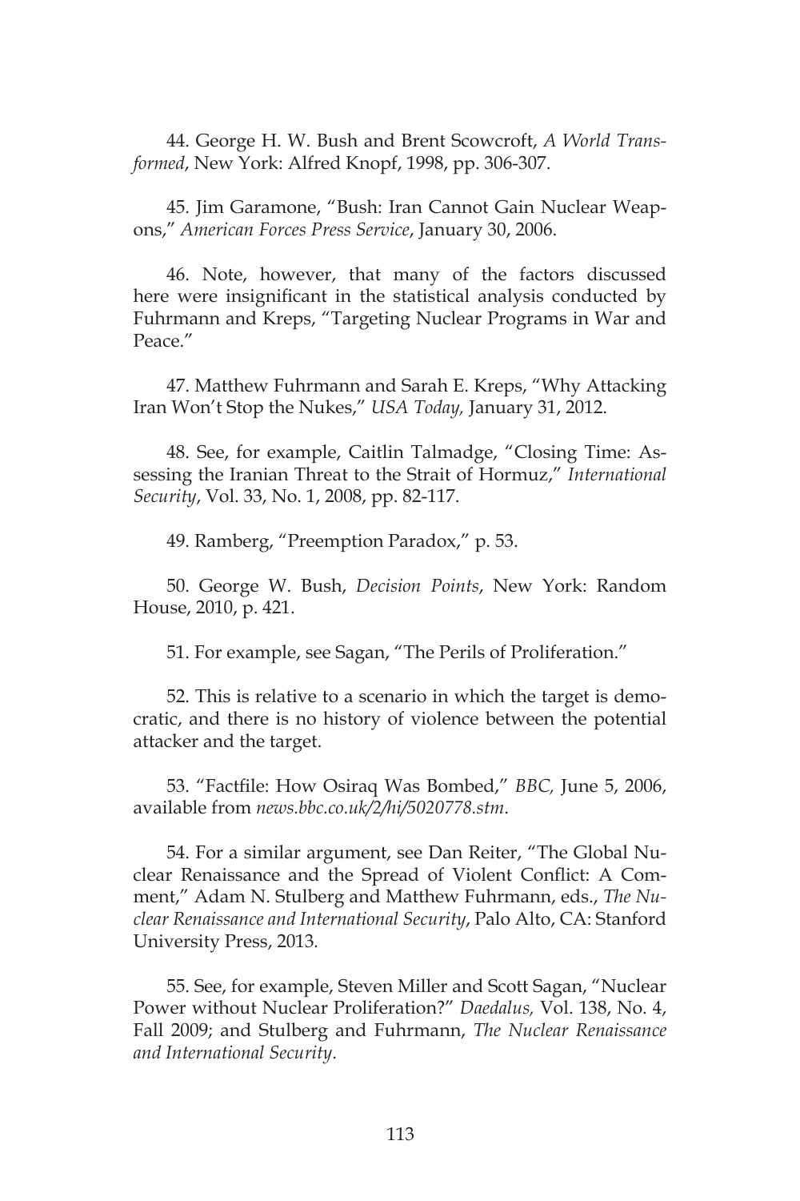44. George H. W. Bush and Brent Scowcroft, *A World Transformed*, New York: Alfred Knopf, 1998, pp. 306-307.

45. Jim Garamone, "Bush: Iran Cannot Gain Nuclear Weapons," *American Forces Press Service*, January 30, 2006.

46. Note, however, that many of the factors discussed here were insignificant in the statistical analysis conducted by Fuhrmann and Kreps, "Targeting Nuclear Programs in War and Peace."

47. Matthew Fuhrmann and Sarah E. Kreps, "Why Attacking Iran Won't Stop the Nukes," *USA Today,* January 31, 2012.

48. See, for example, Caitlin Talmadge, "Closing Time: Assessing the Iranian Threat to the Strait of Hormuz," *International Security*, Vol. 33, No. 1, 2008, pp. 82-117.

49. Ramberg, "Preemption Paradox," p. 53.

50. George W. Bush, *Decision Points*, New York: Random House, 2010, p. 421.

51. For example, see Sagan, "The Perils of Proliferation."

52. This is relative to a scenario in which the target is democratic, and there is no history of violence between the potential attacker and the target.

53. "Factfile: How Osiraq Was Bombed," *BBC,* June 5, 2006, available from *news.bbc.co.uk/2/hi/5020778.stm*.

54. For a similar argument, see Dan Reiter, "The Global Nuclear Renaissance and the Spread of Violent Conflict: A Comment," Adam N. Stulberg and Matthew Fuhrmann, eds., *The Nuclear Renaissance and International Security*, Palo Alto, CA: Stanford University Press, 2013.

55. See, for example, Steven Miller and Scott Sagan, "Nuclear Power without Nuclear Proliferation?" *Daedalus,* Vol. 138, No. 4, Fall 2009; and Stulberg and Fuhrmann, *The Nuclear Renaissance and International Security*.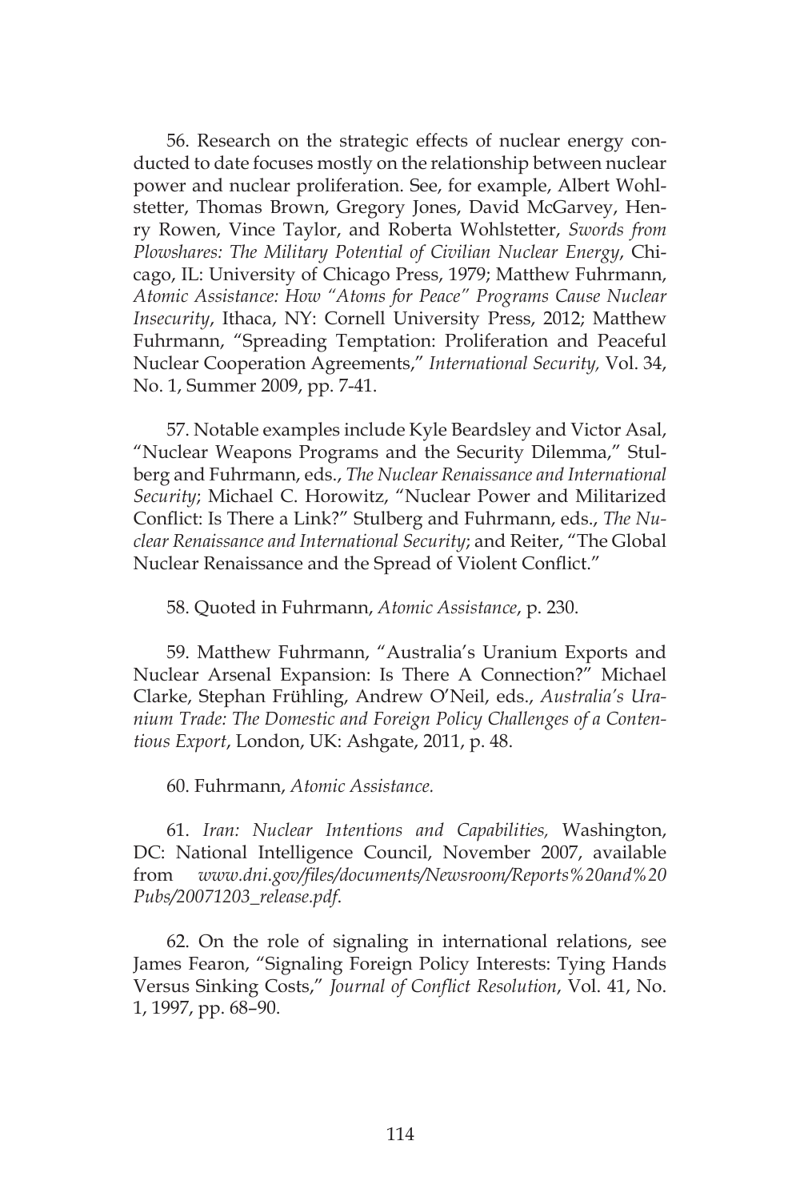56. Research on the strategic effects of nuclear energy conducted to date focuses mostly on the relationship between nuclear power and nuclear proliferation. See, for example, Albert Wohlstetter, Thomas Brown, Gregory Jones, David McGarvey, Henry Rowen, Vince Taylor, and Roberta Wohlstetter, *Swords from Plowshares: The Military Potential of Civilian Nuclear Energy*, Chicago, IL: University of Chicago Press, 1979; Matthew Fuhrmann, *Atomic Assistance: How "Atoms for Peace" Programs Cause Nuclear Insecurity*, Ithaca, NY: Cornell University Press, 2012; Matthew Fuhrmann, "Spreading Temptation: Proliferation and Peaceful Nuclear Cooperation Agreements," *International Security,* Vol. 34, No. 1, Summer 2009, pp. 7-41.

57. Notable examples include Kyle Beardsley and Victor Asal, "Nuclear Weapons Programs and the Security Dilemma," Stulberg and Fuhrmann, eds., *The Nuclear Renaissance and International Security*; Michael C. Horowitz, "Nuclear Power and Militarized Conflict: Is There a Link?" Stulberg and Fuhrmann, eds., *The Nuclear Renaissance and International Security*; and Reiter, "The Global Nuclear Renaissance and the Spread of Violent Conflict."

58. Quoted in Fuhrmann, *Atomic Assistance*, p. 230.

59. Matthew Fuhrmann, "Australia's Uranium Exports and Nuclear Arsenal Expansion: Is There A Connection?" Michael Clarke, Stephan Frühling, Andrew O'Neil, eds., *Australia's Uranium Trade: The Domestic and Foreign Policy Challenges of a Contentious Export*, London, UK: Ashgate, 2011, p. 48.

60. Fuhrmann, *Atomic Assistance.*

61. *Iran: Nuclear Intentions and Capabilities,* Washington, DC: National Intelligence Council, November 2007, available from *www.dni.gov/files/documents/Newsroom/Reports%20and%20Pubs/20071203_release.pdf*.

62. On the role of signaling in international relations, see James Fearon, "Signaling Foreign Policy Interests: Tying Hands Versus Sinking Costs," *Journal of Conflict Resolution*, Vol. 41, No. 1, 1997, pp. 68–90.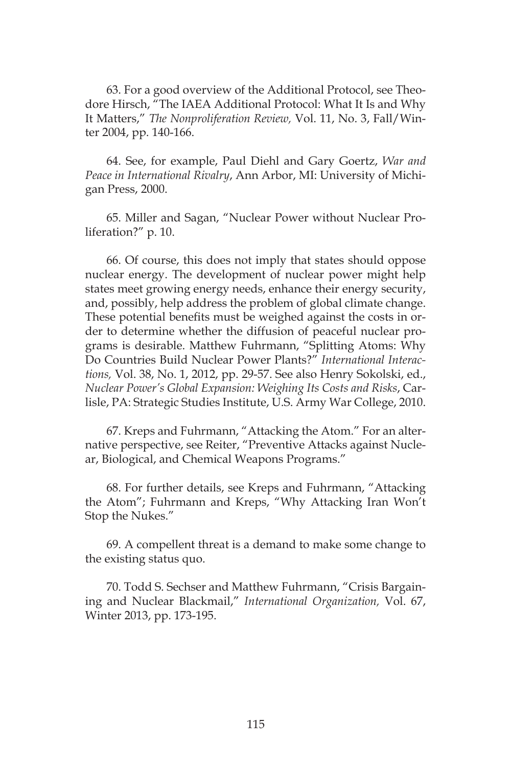63. For a good overview of the Additional Protocol, see Theodore Hirsch, "The IAEA Additional Protocol: What It Is and Why It Matters," *The Nonproliferation Review,* Vol. 11, No. 3, Fall/Winter 2004, pp. 140-166.

64. See, for example, Paul Diehl and Gary Goertz, *War and Peace in International Rivalry*, Ann Arbor, MI: University of Michigan Press, 2000.

65. Miller and Sagan, "Nuclear Power without Nuclear Proliferation?" p. 10.

66. Of course, this does not imply that states should oppose nuclear energy. The development of nuclear power might help states meet growing energy needs, enhance their energy security, and, possibly, help address the problem of global climate change. These potential benefits must be weighed against the costs in order to determine whether the diffusion of peaceful nuclear programs is desirable. Matthew Fuhrmann, "Splitting Atoms: Why Do Countries Build Nuclear Power Plants?" *International Interactions,* Vol. 38, No. 1, 2012, pp. 29-57. See also Henry Sokolski, ed., *Nuclear Power's Global Expansion: Weighing Its Costs and Risks*, Carlisle, PA: Strategic Studies Institute, U.S. Army War College, 2010.

67. Kreps and Fuhrmann, "Attacking the Atom." For an alternative perspective, see Reiter, "Preventive Attacks against Nuclear, Biological, and Chemical Weapons Programs."

68. For further details, see Kreps and Fuhrmann, "Attacking the Atom"; Fuhrmann and Kreps, "Why Attacking Iran Won't Stop the Nukes."

69. A compellent threat is a demand to make some change to the existing status quo.

70. Todd S. Sechser and Matthew Fuhrmann, "Crisis Bargaining and Nuclear Blackmail," *International Organization,* Vol. 67, Winter 2013, pp. 173-195.